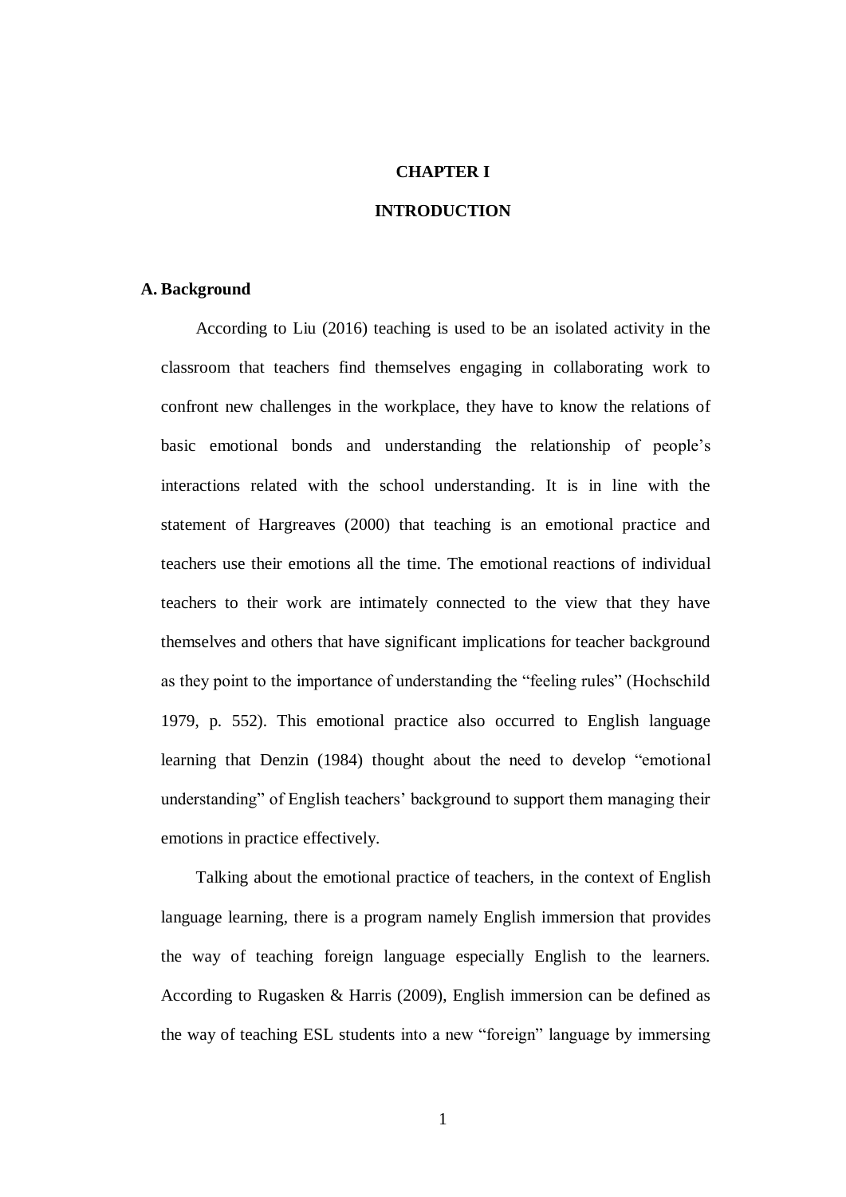# CHAPTER I

# INTRODUCTION

## A. Background

According to Liu (2016) teaching is used to be an isolated activity in the classroom that teachers find themselves engaging in collaborating work to confront new challenges in the workplace, they have to know the relations of basic emotional bonds and understanding the relationship of people's interactions related with the school understanding. It is in line with the statement of Hargreaves (2000) that teaching is an emotional practice and teachers use their emotions all the time. The emotional reactions of individual teachers to their work are intimately connected to the view that they have themselves and others that have significant implications for teacher background as they point to the importance of understanding the "feeling rules" (Hochschild 1979, p. 552). This emotional practice also occurred to English language learning that Denzin (1984) thought about the need to develop "emotional understanding" of English teachers' background to support them managing their emotions in practice effectively.

Talking about the emotional practice of teachers, in the context of English language learning, there is a program namely English immersion that provides the way of teaching foreign language especially English to the learners. According to Rugasken & Harris (2009), English immersion can be defined as the way of teaching ESL students into a new "foreign" language by immersing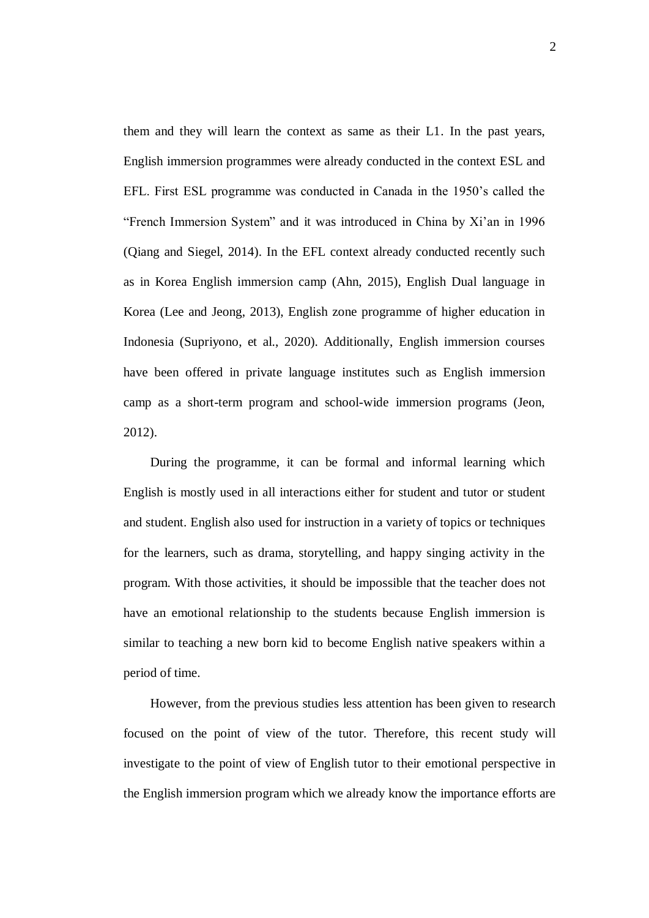them and they will learn the context as same as their L1. In the past years, English immersion programmes were already conducted in the context ESL and EFL. First ESL programme was conducted in Canada in the 1950's called the "French Immersion System" and it was introduced in China by Xi'an in 1996 (Qiang and Siegel, 2014). In the EFL context already conducted recently such as in Korea English immersion camp (Ahn, 2015), English Dual language in Korea (Lee and Jeong, 2013), English zone programme of higher education in Indonesia (Supriyono, et al., 2020). Additionally, English immersion courses have been offered in private language institutes such as English immersion camp as a short-term program and school-wide immersion programs (Jeon, 2012).

During the programme, it can be formal and informal learning which English is mostly used in all interactions either for student and tutor or student and student. English also used for instruction in a variety of topics or techniques for the learners, such as drama, storytelling, and happy singing activity in the program. With those activities, it should be impossible that the teacher does not have an emotional relationship to the students because English immersion is similar to teaching a new born kid to become English native speakers within a period of time.

However, from the previous studies less attention has been given to research focused on the point of view of the tutor. Therefore, this recent study will investigate to the point of view of English tutor to their emotional perspective in the English immersion program which we already know the importance efforts are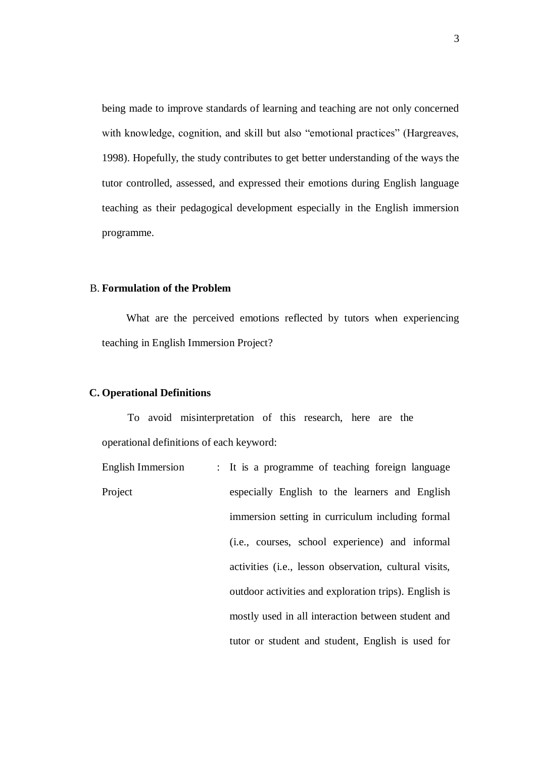being made to improve standards of learning and teaching are not only concerned with knowledge, cognition, and skill but also "emotional practices" (Hargreaves, 1998). Hopefully, the study contributes to get better understanding of the ways the tutor controlled, assessed, and expressed their emotions during English language teaching as their pedagogical development especially in the English immersion programme.

## B. Formulation of the Problem

What are the perceived emotions reflected by tutors when experiencing teaching in English Immersion Project?

## C. Operational Definitions

To avoid misinterpretation of this research, here are the operational definitions of each keyword:

English Immersion Project : It is a programme of teaching foreign language especially English to the learners and English immersion setting in curriculum including formal (i.e., courses, school experience) and informal activities (i.e., lesson observation, cultural visits, outdoor activities and exploration trips). English is mostly used in all interaction between student and tutor or student and student, English is used for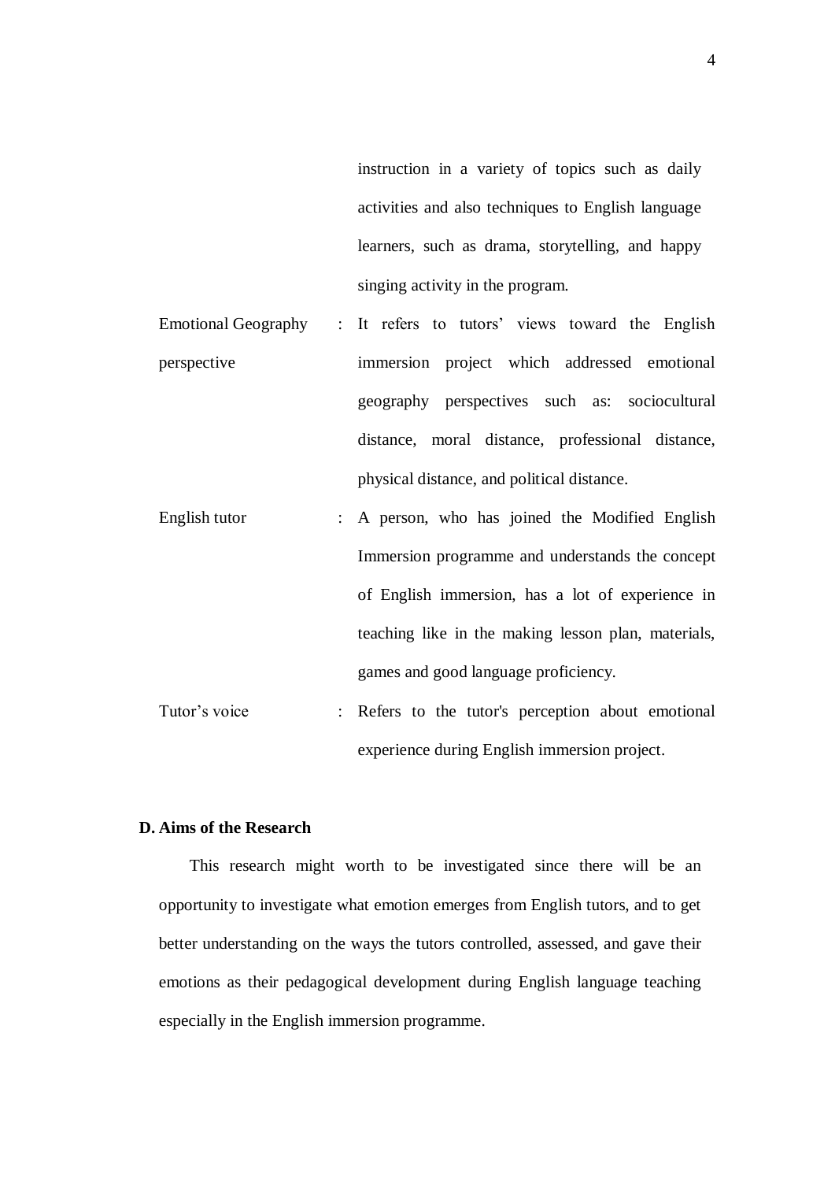instruction in a variety of topics such as daily activities and also techniques to English language learners, such as drama, storytelling, and happy singing activity in the program.

| | | |
|---|---|---|
| Emotional Geography perspective | : | It refers to tutors' views toward the English immersion project which addressed emotional geography perspectives such as: sociocultural distance, moral distance, professional distance, physical distance, and political distance. |
| English tutor | : | A person, who has joined the Modified English Immersion programme and understands the concept of English immersion, has a lot of experience in teaching like in the making lesson plan, materials, games and good language proficiency. |
| Tutor's voice | : | Refers to the tutor's perception about emotional experience during English immersion project. |

### D. Aims of the Research

This research might worth to be investigated since there will be an opportunity to investigate what emotion emerges from English tutors, and to get better understanding on the ways the tutors controlled, assessed, and gave their emotions as their pedagogical development during English language teaching especially in the English immersion programme.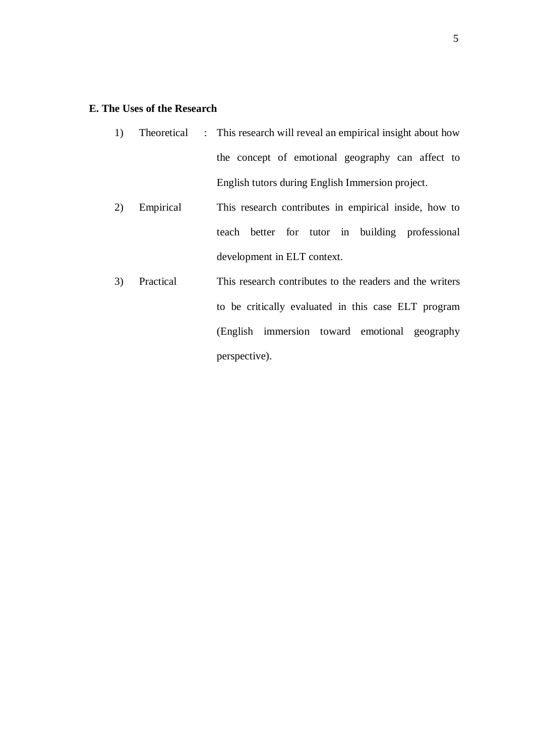**E. The Uses of the Research**

1) Theoretical : This research will reveal an empirical insight about how the concept of emotional geography can affect to English tutors during English Immersion project.

2) Empirical This research contributes in empirical inside, how to teach better for tutor in building professional development in ELT context.

3) Practical This research contributes to the readers and the writers to be critically evaluated in this case ELT program (English immersion toward emotional geography perspective).